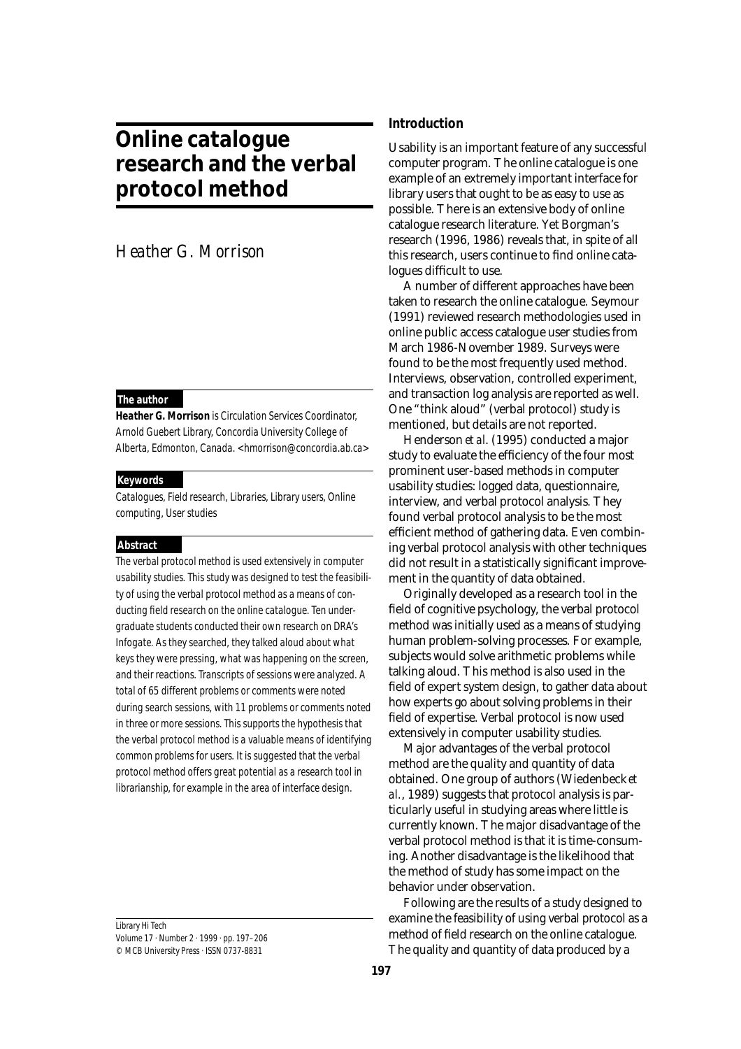# Online catalogue research and the verbal protocol method

*Heather G. Morrison*

**The author**

**Heather G. Morrison** is Circulation Services Coordinator, Arnold Guebert Library, Concordia University College of Alberta, Edmonton, Canada. <hmorrison@concordia.ab.ca>

**Keywords**

Catalogues, Field research, Libraries, Library users, Online computing, User studies

**Abstract**

The verbal protocol method is used extensively in computer usability studies. This study was designed to test the feasibility of using the verbal protocol method as a means of conducting field research on the online catalogue. Ten undergraduate students conducted their own research on DRA's Infogate. As they searched, they talked aloud about what keys they were pressing, what was happening on the screen, and their reactions. Transcripts of sessions were analyzed. A total of 65 different problems or comments were noted during search sessions, with 11 problems or comments noted in three or more sessions. This supports the hypothesis that the verbal protocol method is a valuable means of identifying common problems for users. It is suggested that the verbal protocol method offers great potential as a research tool in librarianship, for example in the area of interface design.

## Introduction

Usability is an important feature of any successful computer program. The online catalogue is one example of an extremely important interface for library users that ought to be as easy to use as possible. There is an extensive body of online catalogue research literature. Yet Borgman's research (1996, 1986) reveals that, in spite of all this research, users continue to find online catalogues difficult to use.

A number of different approaches have been taken to research the online catalogue. Seymour (1991) reviewed research methodologies used in online public access catalogue user studies from March 1986-November 1989. Surveys were found to be the most frequently used method. Interviews, observation, controlled experiment, and transaction log analysis are reported as well. One "think aloud" (verbal protocol) study is mentioned, but details are not reported.

Henderson *et al*. (1995) conducted a major study to evaluate the efficiency of the four most prominent user-based methods in computer usability studies: logged data, questionnaire, interview, and verbal protocol analysis. They found verbal protocol analysis to be the most efficient method of gathering data. Even combining verbal protocol analysis with other techniques did not result in a statistically significant improvement in the quantity of data obtained.

Originally developed as a research tool in the field of cognitive psychology, the verbal protocol method was initially used as a means of studying human problem-solving processes. For example, subjects would solve arithmetic problems while talking aloud. This method is also used in the field of expert system design, to gather data about how experts go about solving problems in their field of expertise. Verbal protocol is now used extensively in computer usability studies.

Major advantages of the verbal protocol method are the quality and quantity of data obtained. One group of authors (Wiedenbeck *et al*., 1989) suggests that protocol analysis is particularly useful in studying areas where little is currently known. The major disadvantage of the verbal protocol method is that it is time-consuming. Another disadvantage is the likelihood that the method of study has some impact on the behavior under observation.

Following are the results of a study designed to examine the feasibility of using verbal protocol as a method of field research on the online catalogue. The quality and quantity of data produced by a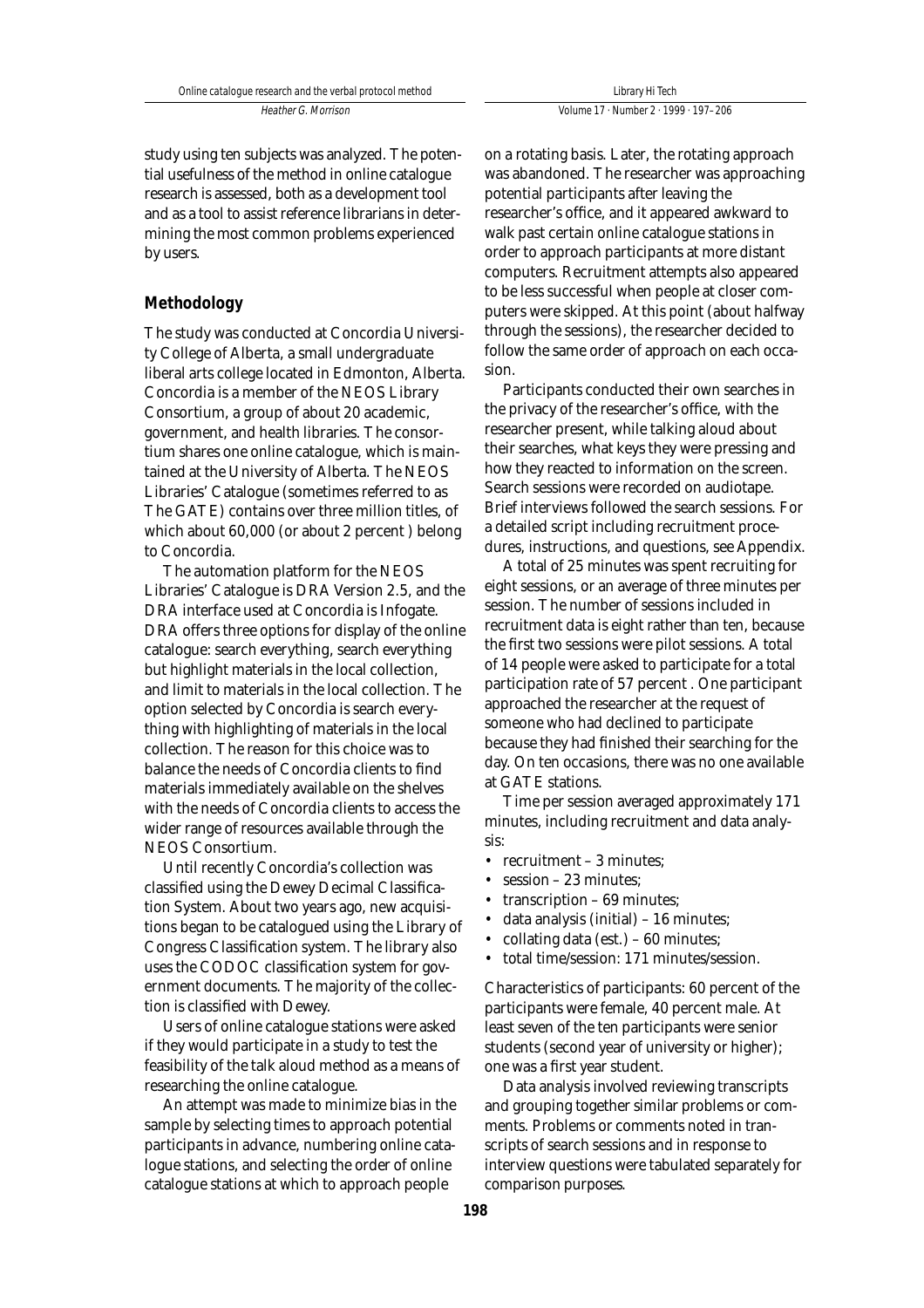study using ten subjects was analyzed. The potential usefulness of the method in online catalogue research is assessed, both as a development tool and as a tool to assist reference librarians in determining the most common problems experienced by users.

## Methodology

The study was conducted at Concordia University College of Alberta, a small undergraduate liberal arts college located in Edmonton, Alberta. Concordia is a member of the NEOS Library Consortium, a group of about 20 academic, government, and health libraries. The consortium shares one online catalogue, which is maintained at the University of Alberta. The NEOS Libraries' Catalogue (sometimes referred to as The GATE) contains over three million titles, of which about 60,000 (or about 2 percent ) belong to Concordia.

The automation platform for the NEOS Libraries' Catalogue is DRA Version 2.5, and the DRA interface used at Concordia is Infogate. DRA offers three options for display of the online catalogue: search everything, search everything but highlight materials in the local collection, and limit to materials in the local collection. The option selected by Concordia is search everything with highlighting of materials in the local collection. The reason for this choice was to balance the needs of Concordia clients to find materials immediately available on the shelves with the needs of Concordia clients to access the wider range of resources available through the NEOS Consortium.

Until recently Concordia's collection was classified using the Dewey Decimal Classification System. About two years ago, new acquisitions began to be catalogued using the Library of Congress Classification system. The library also uses the CODOC classification system for government documents. The majority of the collection is classified with Dewey.

Users of online catalogue stations were asked if they would participate in a study to test the feasibility of the talk aloud method as a means of researching the online catalogue.

An attempt was made to minimize bias in the sample by selecting times to approach potential participants in advance, numbering online catalogue stations, and selecting the order of online catalogue stations at which to approach people on a rotating basis. Later, the rotating approach was abandoned. The researcher was approaching potential participants after leaving the researcher's office, and it appeared awkward to walk past certain online catalogue stations in order to approach participants at more distant computers. Recruitment attempts also appeared to be less successful when people at closer computers were skipped. At this point (about halfway through the sessions), the researcher decided to follow the same order of approach on each occasion.

Participants conducted their own searches in the privacy of the researcher's office, with the researcher present, while talking aloud about their searches, what keys they were pressing and how they reacted to information on the screen. Search sessions were recorded on audiotape. Brief interviews followed the search sessions. For a detailed script including recruitment procedures, instructions, and questions, see Appendix.

A total of 25 minutes was spent recruiting for eight sessions, or an average of three minutes per session. The number of sessions included in recruitment data is eight rather than ten, because the first two sessions were pilot sessions. A total of 14 people were asked to participate for a total participation rate of 57 percent . One participant approached the researcher at the request of someone who had declined to participate because they had finished their searching for the day. On ten occasions, there was no one available at GATE stations.

Time per session averaged approximately 171 minutes, including recruitment and data analysis:

- recruitment – 3 minutes;
- session – 23 minutes;
- transcription – 69 minutes;
- data analysis (initial) – 16 minutes;
- collating data (est.) – 60 minutes;
- total time/session: 171 minutes/session.

Characteristics of participants: 60 percent of the participants were female, 40 percent male. At least seven of the ten participants were senior students (second year of university or higher); one was a first year student.

Data analysis involved reviewing transcripts and grouping together similar problems or comments. Problems or comments noted in transcripts of search sessions and in response to interview questions were tabulated separately for comparison purposes.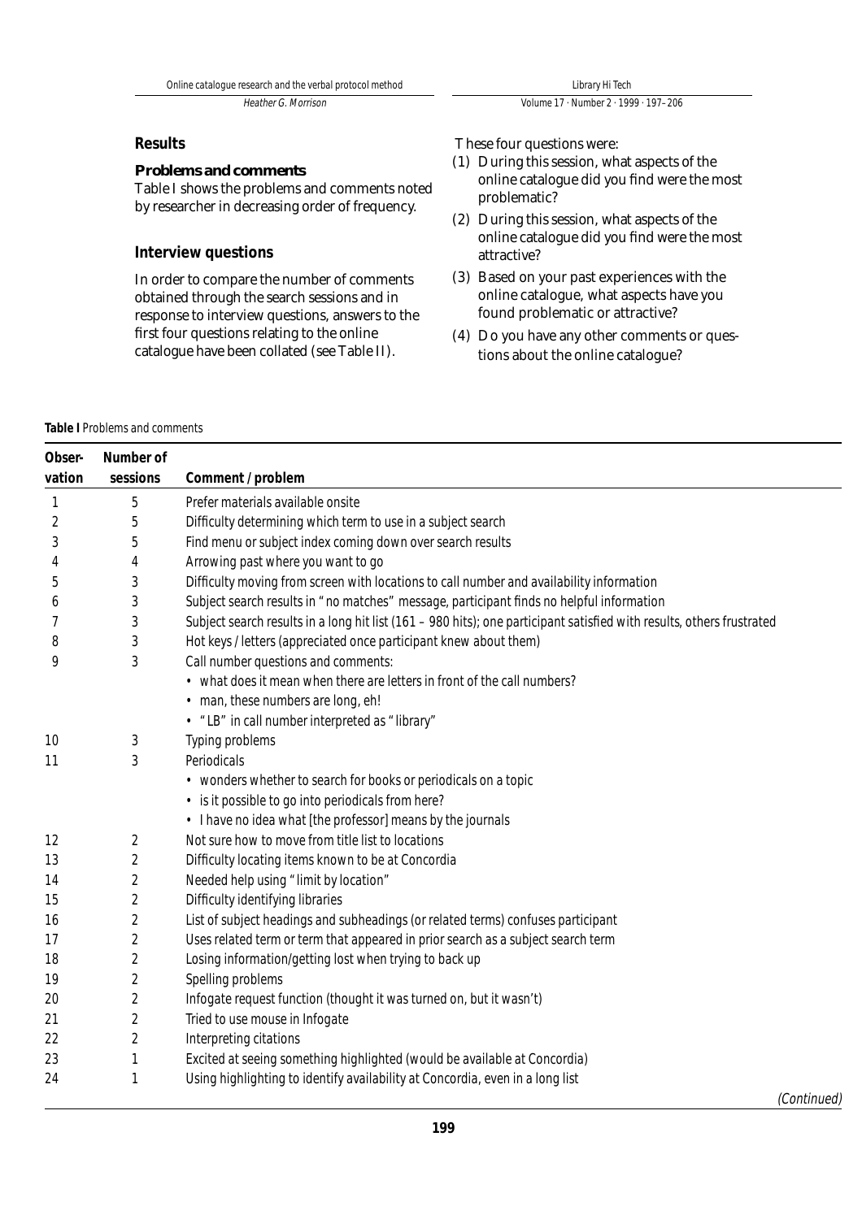## Results

### Problems and comments

Table I shows the problems and comments noted by researcher in decreasing order of frequency.

### Interview questions

In order to compare the number of comments obtained through the search sessions and in response to interview questions, answers to the first four questions relating to the online catalogue have been collated (see Table II).

These four questions were:

(1) During this session, what aspects of the online catalogue did you find were the most problematic?

(2) During this session, what aspects of the online catalogue did you find were the most attractive?

(3) Based on your past experiences with the online catalogue, what aspects have you found problematic or attractive?

(4) Do you have any other comments or questions about the online catalogue?

**Table I** Problems and comments

| Observation | Number of sessions | Comment / problem |
|---|---|---|
| 1 | 5 | Prefer materials available onsite |
| 2 | 5 | Difficulty determining which term to use in a subject search |
| 3 | 5 | Find menu or subject index coming down over search results |
| 4 | 4 | Arrowing past where you want to go |
| 5 | 3 | Difficulty moving from screen with locations to call number and availability information |
| 6 | 3 | Subject search results in "no matches" message, participant finds no helpful information |
| 7 | 3 | Subject search results in a long hit list (161 – 980 hits); one participant satisfied with results, others frustrated |
| 8 | 3 | Hot keys / letters (appreciated once participant knew about them) |
| 9 | 3 | Call number questions and comments: • what does it mean when there are letters in front of the call numbers? • man, these numbers are long, eh! • "LB" in call number interpreted as "library" |
| 10 | 3 | Typing problems |
| 11 | 3 | Periodicals • wonders whether to search for books or periodicals on a topic • is it possible to go into periodicals from here? • I have no idea what [the professor] means by the journals |
| 12 | 2 | Not sure how to move from title list to locations |
| 13 | 2 | Difficulty locating items known to be at Concordia |
| 14 | 2 | Needed help using "limit by location" |
| 15 | 2 | Difficulty identifying libraries |
| 16 | 2 | List of subject headings and subheadings (or related terms) confuses participant |
| 17 | 2 | Uses related term or term that appeared in prior search as a subject search term |
| 18 | 2 | Losing information/getting lost when trying to back up |
| 19 | 2 | Spelling problems |
| 20 | 2 | Infogate request function (thought it was turned on, but it wasn't) |
| 21 | 2 | Tried to use mouse in Infogate |
| 22 | 2 | Interpreting citations |
| 23 | 1 | Excited at seeing something highlighted (would be available at Concordia) |
| 24 | 1 | Using highlighting to identify availability at Concordia, even in a long list |

*(Continued)*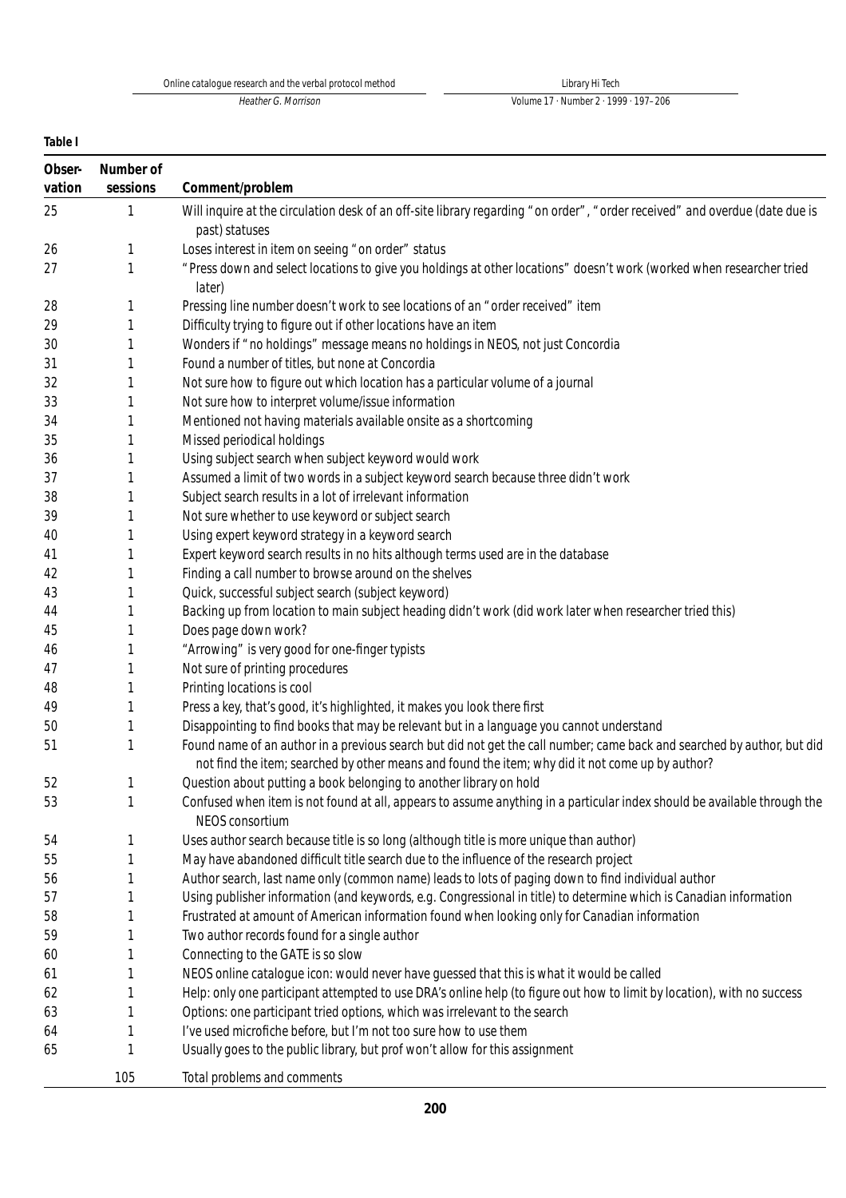**Table I**

| Observation | Number of sessions | Comment/problem |
|---|---|---|
| 25 | 1 | Will inquire at the circulation desk of an off-site library regarding "on order", "order received" and overdue (date due is past) statuses |
| 26 | 1 | Loses interest in item on seeing "on order" status |
| 27 | 1 | "Press down and select locations to give you holdings at other locations" doesn't work (worked when researcher tried later) |
| 28 | 1 | Pressing line number doesn't work to see locations of an "order received" item |
| 29 | 1 | Difficulty trying to figure out if other locations have an item |
| 30 | 1 | Wonders if "no holdings" message means no holdings in NEOS, not just Concordia |
| 31 | 1 | Found a number of titles, but none at Concordia |
| 32 | 1 | Not sure how to figure out which location has a particular volume of a journal |
| 33 | 1 | Not sure how to interpret volume/issue information |
| 34 | 1 | Mentioned not having materials available onsite as a shortcoming |
| 35 | 1 | Missed periodical holdings |
| 36 | 1 | Using subject search when subject keyword would work |
| 37 | 1 | Assumed a limit of two words in a subject keyword search because three didn't work |
| 38 | 1 | Subject search results in a lot of irrelevant information |
| 39 | 1 | Not sure whether to use keyword or subject search |
| 40 | 1 | Using expert keyword strategy in a keyword search |
| 41 | 1 | Expert keyword search results in no hits although terms used are in the database |
| 42 | 1 | Finding a call number to browse around on the shelves |
| 43 | 1 | Quick, successful subject search (subject keyword) |
| 44 | 1 | Backing up from location to main subject heading didn't work (did work later when researcher tried this) |
| 45 | 1 | Does page down work? |
| 46 | 1 | "Arrowing" is very good for one-finger typists |
| 47 | 1 | Not sure of printing procedures |
| 48 | 1 | Printing locations is cool |
| 49 | 1 | Press a key, that's good, it's highlighted, it makes you look there first |
| 50 | 1 | Disappointing to find books that may be relevant but in a language you cannot understand |
| 51 | 1 | Found name of an author in a previous search but did not get the call number; came back and searched by author, but did not find the item; searched by other means and found the item; why did it not come up by author? |
| 52 | 1 | Question about putting a book belonging to another library on hold |
| 53 | 1 | Confused when item is not found at all, appears to assume anything in a particular index should be available through the NEOS consortium |
| 54 | 1 | Uses author search because title is so long (although title is more unique than author) |
| 55 | 1 | May have abandoned difficult title search due to the influence of the research project |
| 56 | 1 | Author search, last name only (common name) leads to lots of paging down to find individual author |
| 57 | 1 | Using publisher information (and keywords, e.g. Congressional in title) to determine which is Canadian information |
| 58 | 1 | Frustrated at amount of American information found when looking only for Canadian information |
| 59 | 1 | Two author records found for a single author |
| 60 | 1 | Connecting to the GATE is so slow |
| 61 | 1 | NEOS online catalogue icon: would never have guessed that this is what it would be called |
| 62 | 1 | Help: only one participant attempted to use DRA's online help (to figure out how to limit by location), with no success |
| 63 | 1 | Options: one participant tried options, which was irrelevant to the search |
| 64 | 1 | I've used microfiche before, but I'm not too sure how to use them |
| 65 | 1 | Usually goes to the public library, but prof won't allow for this assignment |
| | 105 | Total problems and comments |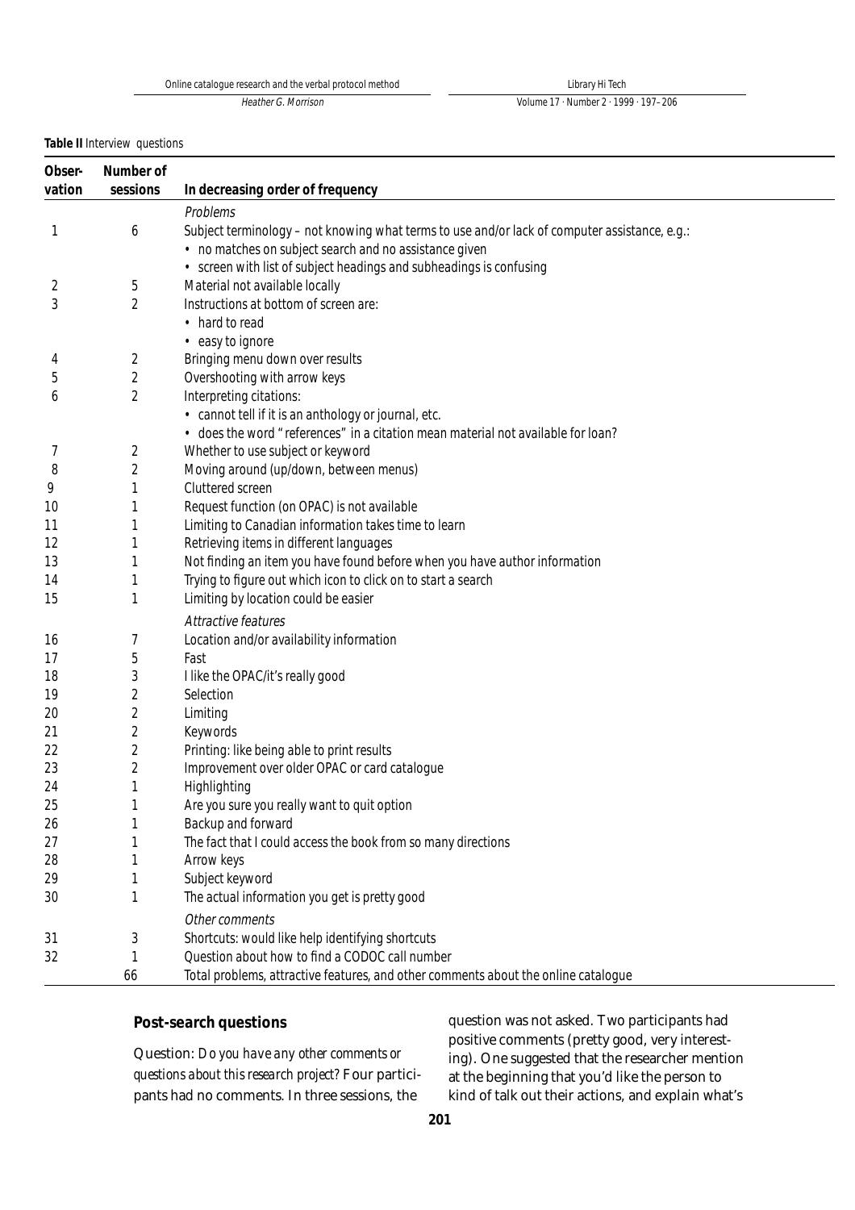**Table II** Interview questions

| Observation | Number of sessions | In decreasing order of frequency |
|---|---|---|
| | | *Problems* |
| 1 | 6 | Subject terminology – not knowing what terms to use and/or lack of computer assistance, e.g.: |
| | | • no matches on subject search and no assistance given |
| | | • screen with list of subject headings and subheadings is confusing |
| 2 | 5 | Material not available locally |
| 3 | 2 | Instructions at bottom of screen are: |
| | | • hard to read |
| | | • easy to ignore |
| 4 | 2 | Bringing menu down over results |
| 5 | 2 | Overshooting with arrow keys |
| 6 | 2 | Interpreting citations: |
| | | • cannot tell if it is an anthology or journal, etc. |
| | | • does the word "references" in a citation mean material not available for loan? |
| 7 | 2 | Whether to use subject or keyword |
| 8 | 2 | Moving around (up/down, between menus) |
| 9 | 1 | Cluttered screen |
| 10 | 1 | Request function (on OPAC) is not available |
| 11 | 1 | Limiting to Canadian information takes time to learn |
| 12 | 1 | Retrieving items in different languages |
| 13 | 1 | Not finding an item you have found before when you have author information |
| 14 | 1 | Trying to figure out which icon to click on to start a search |
| 15 | 1 | Limiting by location could be easier |
| | | *Attractive features* |
| 16 | 7 | Location and/or availability information |
| 17 | 5 | Fast |
| 18 | 3 | I like the OPAC/it's really good |
| 19 | 2 | Selection |
| 20 | 2 | Limiting |
| 21 | 2 | Keywords |
| 22 | 2 | Printing: like being able to print results |
| 23 | 2 | Improvement over older OPAC or card catalogue |
| 24 | 1 | Highlighting |
| 25 | 1 | Are you sure you really want to quit option |
| 26 | 1 | Backup and forward |
| 27 | 1 | The fact that I could access the book from so many directions |
| 28 | 1 | Arrow keys |
| 29 | 1 | Subject keyword |
| 30 | 1 | The actual information you get is pretty good |
| | | *Other comments* |
| 31 | 3 | Shortcuts: would like help identifying shortcuts |
| 32 | 1 | Question about how to find a CODOC call number |
| | 66 | Total problems, attractive features, and other comments about the online catalogue |

### Post-search questions

Question: *Do you have any other comments or questions about this research project?* Four participants had no comments. In three sessions, the question was not asked. Two participants had positive comments (pretty good, very interesting). One suggested that the researcher mention at the beginning that you'd like the person to kind of talk out their actions, and explain what's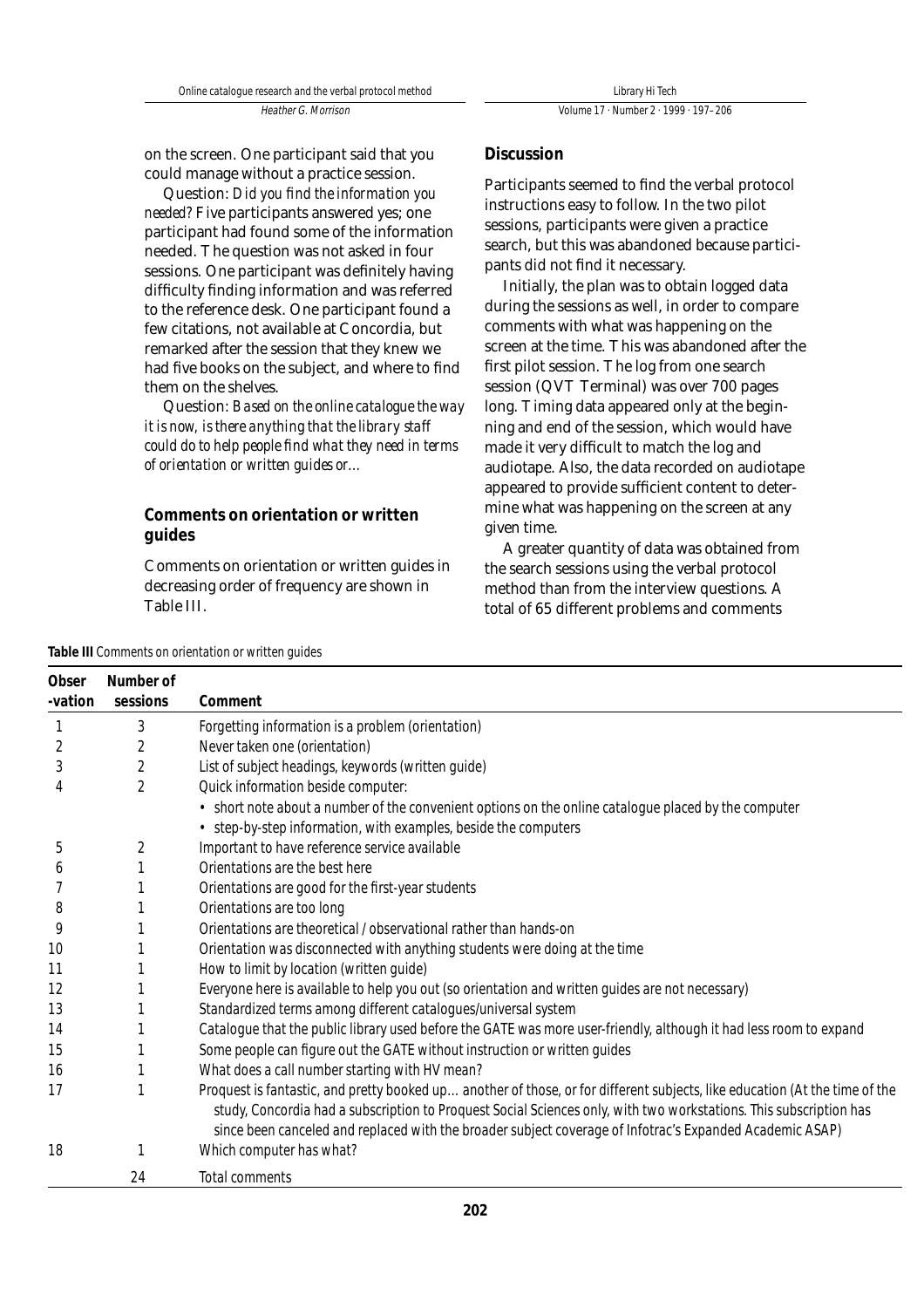on the screen. One participant said that you could manage without a practice session.

Question: *Did you find the information you needed?* Five participants answered yes; one participant had found some of the information needed. The question was not asked in four sessions. One participant was definitely having difficulty finding information and was referred to the reference desk. One participant found a few citations, not available at Concordia, but remarked after the session that they knew we had five books on the subject, and where to find them on the shelves.

Question: *Based on the online catalogue the way it is now, is there anything that the library staff could do to help people find what they need in terms of orientation or written guides or...*

## Comments on orientation or written guides

Comments on orientation or written guides in decreasing order of frequency are shown in Table III.

## Discussion

Participants seemed to find the verbal protocol instructions easy to follow. In the two pilot sessions, participants were given a practice search, but this was abandoned because participants did not find it necessary.

Initially, the plan was to obtain logged data during the sessions as well, in order to compare comments with what was happening on the screen at the time. This was abandoned after the first pilot session. The log from one search session (QVT Terminal) was over 700 pages long. Timing data appeared only at the beginning and end of the session, which would have made it very difficult to match the log and audiotape. Also, the data recorded on audiotape appeared to provide sufficient content to determine what was happening on the screen at any given time.

A greater quantity of data was obtained from the search sessions using the verbal protocol method than from the interview questions. A total of 65 different problems and comments

**Table III** Comments on orientation or written guides

| Observation | Number of sessions | Comment |
|---|---|---|
| 1 | 3 | Forgetting information is a problem (orientation) |
| 2 | 2 | Never taken one (orientation) |
| 3 | 2 | List of subject headings, keywords (written guide) |
| 4 | 2 | Quick information beside computer:<br>• short note about a number of the convenient options on the online catalogue placed by the computer<br>• step-by-step information, with examples, beside the computers |
| 5 | 2 | Important to have reference service available |
| 6 | 1 | Orientations are the best here |
| 7 | 1 | Orientations are good for the first-year students |
| 8 | 1 | Orientations are too long |
| 9 | 1 | Orientations are theoretical / observational rather than hands-on |
| 10 | 1 | Orientation was disconnected with anything students were doing at the time |
| 11 | 1 | How to limit by location (written guide) |
| 12 | 1 | Everyone here is available to help you out (so orientation and written guides are not necessary) |
| 13 | 1 | Standardized terms among different catalogues/universal system |
| 14 | 1 | Catalogue that the public library used before the GATE was more user-friendly, although it had less room to expand |
| 15 | 1 | Some people can figure out the GATE without instruction or written guides |
| 16 | 1 | What does a call number starting with HV mean? |
| 17 | 1 | Proquest is fantastic, and pretty booked up... another of those, or for different subjects, like education (At the time of the study, Concordia had a subscription to Proquest Social Sciences only, with two workstations. This subscription has since been canceled and replaced with the broader subject coverage of Infotrac's Expanded Academic ASAP) |
| 18 | 1 | Which computer has what? |
| | 24 | Total comments |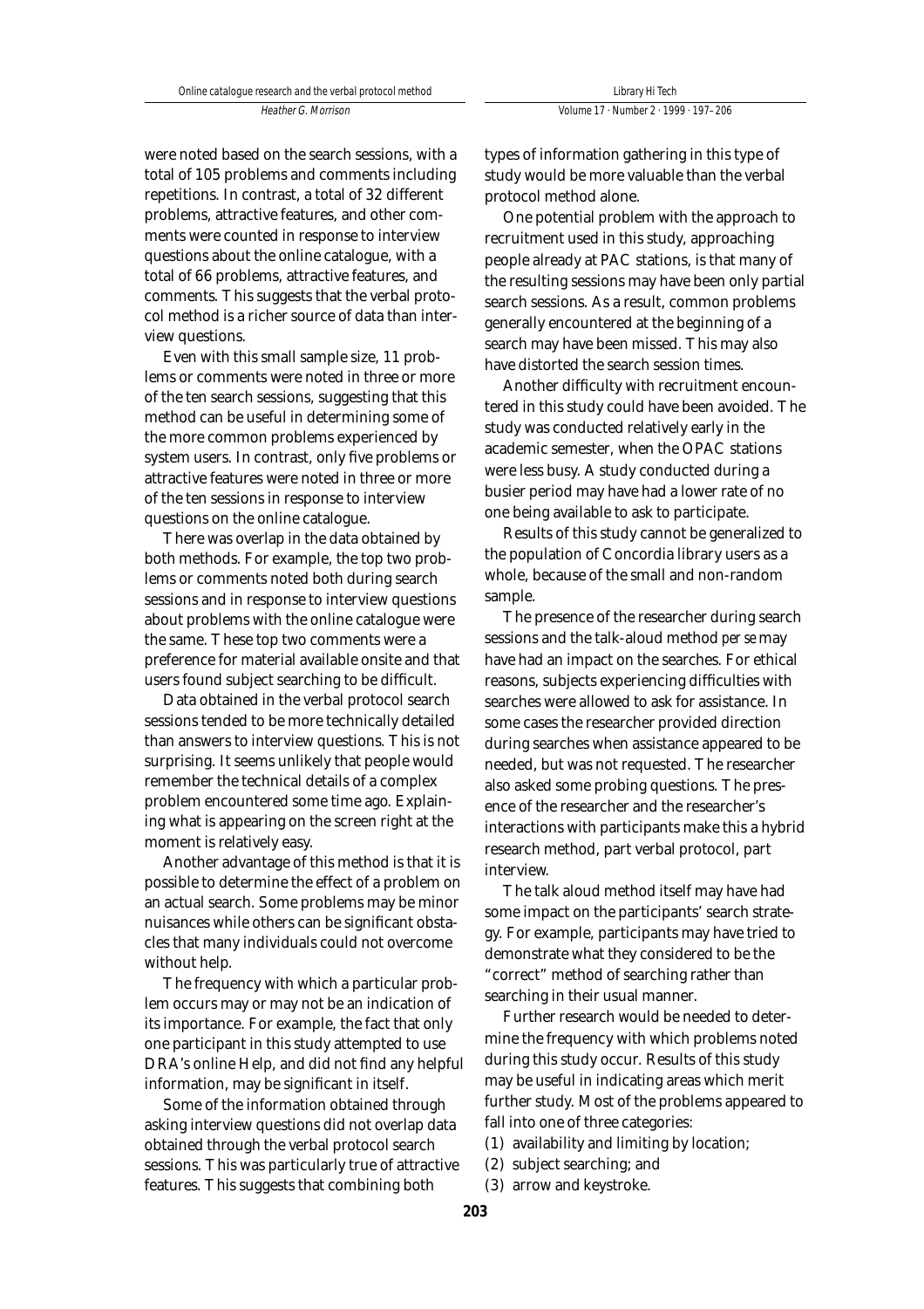were noted based on the search sessions, with a total of 105 problems and comments including repetitions. In contrast, a total of 32 different problems, attractive features, and other comments were counted in response to interview questions about the online catalogue, with a total of 66 problems, attractive features, and comments. This suggests that the verbal protocol method is a richer source of data than interview questions.

Even with this small sample size, 11 problems or comments were noted in three or more of the ten search sessions, suggesting that this method can be useful in determining some of the more common problems experienced by system users. In contrast, only five problems or attractive features were noted in three or more of the ten sessions in response to interview questions on the online catalogue.

There was overlap in the data obtained by both methods. For example, the top two problems or comments noted both during search sessions and in response to interview questions about problems with the online catalogue were the same. These top two comments were a preference for material available onsite and that users found subject searching to be difficult.

Data obtained in the verbal protocol search sessions tended to be more technically detailed than answers to interview questions. This is not surprising. It seems unlikely that people would remember the technical details of a complex problem encountered some time ago. Explaining what is appearing on the screen right at the moment is relatively easy.

Another advantage of this method is that it is possible to determine the effect of a problem on an actual search. Some problems may be minor nuisances while others can be significant obstacles that many individuals could not overcome without help.

The frequency with which a particular problem occurs may or may not be an indication of its importance. For example, the fact that only one participant in this study attempted to use DRA's online Help, and did not find any helpful information, may be significant in itself.

Some of the information obtained through asking interview questions did not overlap data obtained through the verbal protocol search sessions. This was particularly true of attractive features. This suggests that combining both types of information gathering in this type of study would be more valuable than the verbal protocol method alone.

One potential problem with the approach to recruitment used in this study, approaching people already at PAC stations, is that many of the resulting sessions may have been only partial search sessions. As a result, common problems generally encountered at the beginning of a search may have been missed. This may also have distorted the search session times.

Another difficulty with recruitment encountered in this study could have been avoided. The study was conducted relatively early in the academic semester, when the OPAC stations were less busy. A study conducted during a busier period may have had a lower rate of no one being available to ask to participate.

Results of this study cannot be generalized to the population of Concordia library users as a whole, because of the small and non-random sample.

The presence of the researcher during search sessions and the talk-aloud method *per se* may have had an impact on the searches. For ethical reasons, subjects experiencing difficulties with searches were allowed to ask for assistance. In some cases the researcher provided direction during searches when assistance appeared to be needed, but was not requested. The researcher also asked some probing questions. The presence of the researcher and the researcher's interactions with participants make this a hybrid research method, part verbal protocol, part interview.

The talk aloud method itself may have had some impact on the participants' search strategy. For example, participants may have tried to demonstrate what they considered to be the "correct" method of searching rather than searching in their usual manner.

Further research would be needed to determine the frequency with which problems noted during this study occur. Results of this study may be useful in indicating areas which merit further study. Most of the problems appeared to fall into one of three categories:

(1) availability and limiting by location;
(2) subject searching; and
(3) arrow and keystroke.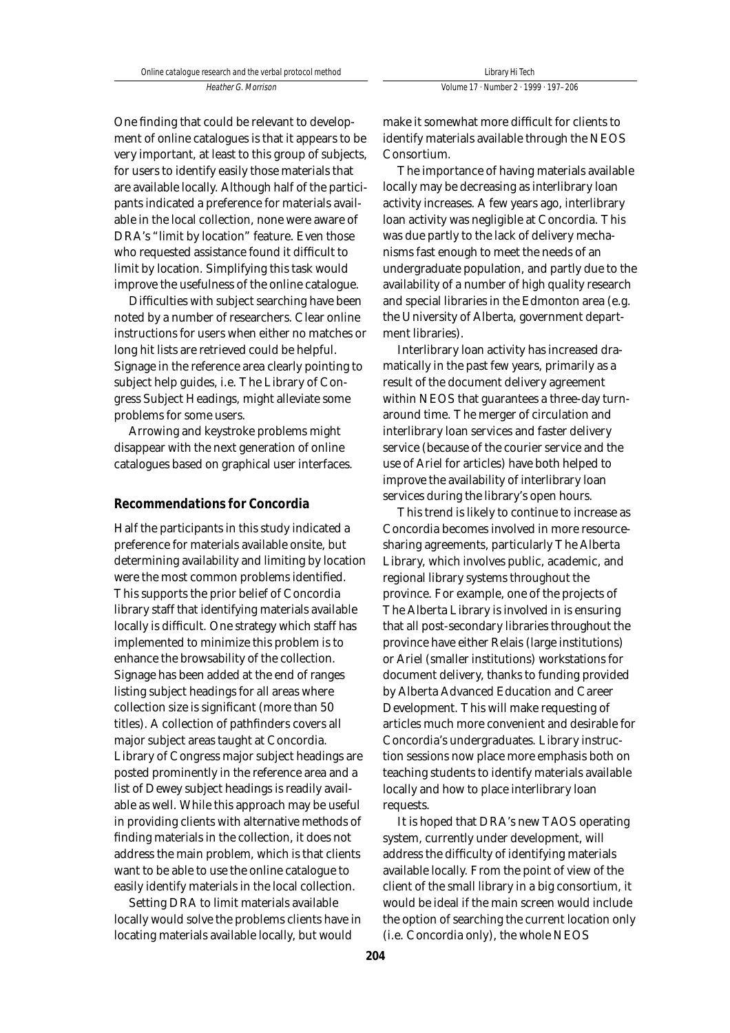One finding that could be relevant to development of online catalogues is that it appears to be very important, at least to this group of subjects, for users to identify easily those materials that are available locally. Although half of the participants indicated a preference for materials available in the local collection, none were aware of DRA's "limit by location" feature. Even those who requested assistance found it difficult to limit by location. Simplifying this task would improve the usefulness of the online catalogue.

Difficulties with subject searching have been noted by a number of researchers. Clear online instructions for users when either no matches or long hit lists are retrieved could be helpful. Signage in the reference area clearly pointing to subject help guides, i.e. The Library of Congress Subject Headings, might alleviate some problems for some users.

Arrowing and keystroke problems might disappear with the next generation of online catalogues based on graphical user interfaces.

## Recommendations for Concordia

Half the participants in this study indicated a preference for materials available onsite, but determining availability and limiting by location were the most common problems identified. This supports the prior belief of Concordia library staff that identifying materials available locally is difficult. One strategy which staff has implemented to minimize this problem is to enhance the browsability of the collection. Signage has been added at the end of ranges listing subject headings for all areas where collection size is significant (more than 50 titles). A collection of pathfinders covers all major subject areas taught at Concordia. Library of Congress major subject headings are posted prominently in the reference area and a list of Dewey subject headings is readily available as well. While this approach may be useful in providing clients with alternative methods of finding materials in the collection, it does not address the main problem, which is that clients want to be able to use the online catalogue to easily identify materials in the local collection.

Setting DRA to limit materials available locally would solve the problems clients have in locating materials available locally, but would make it somewhat more difficult for clients to identify materials available through the NEOS Consortium.

The importance of having materials available locally may be decreasing as interlibrary loan activity increases. A few years ago, interlibrary loan activity was negligible at Concordia. This was due partly to the lack of delivery mechanisms fast enough to meet the needs of an undergraduate population, and partly due to the availability of a number of high quality research and special libraries in the Edmonton area (e.g. the University of Alberta, government department libraries).

Interlibrary loan activity has increased dramatically in the past few years, primarily as a result of the document delivery agreement within NEOS that guarantees a three-day turnaround time. The merger of circulation and interlibrary loan services and faster delivery service (because of the courier service and the use of Ariel for articles) have both helped to improve the availability of interlibrary loan services during the library's open hours.

This trend is likely to continue to increase as Concordia becomes involved in more resource-sharing agreements, particularly The Alberta Library, which involves public, academic, and regional library systems throughout the province. For example, one of the projects of The Alberta Library is involved in is ensuring that all post-secondary libraries throughout the province have either Relais (large institutions) or Ariel (smaller institutions) workstations for document delivery, thanks to funding provided by Alberta Advanced Education and Career Development. This will make requesting of articles much more convenient and desirable for Concordia's undergraduates. Library instruction sessions now place more emphasis both on teaching students to identify materials available locally and how to place interlibrary loan requests.

It is hoped that DRA's new TAOS operating system, currently under development, will address the difficulty of identifying materials available locally. From the point of view of the client of the small library in a big consortium, it would be ideal if the main screen would include the option of searching the current location only (i.e. Concordia only), the whole NEOS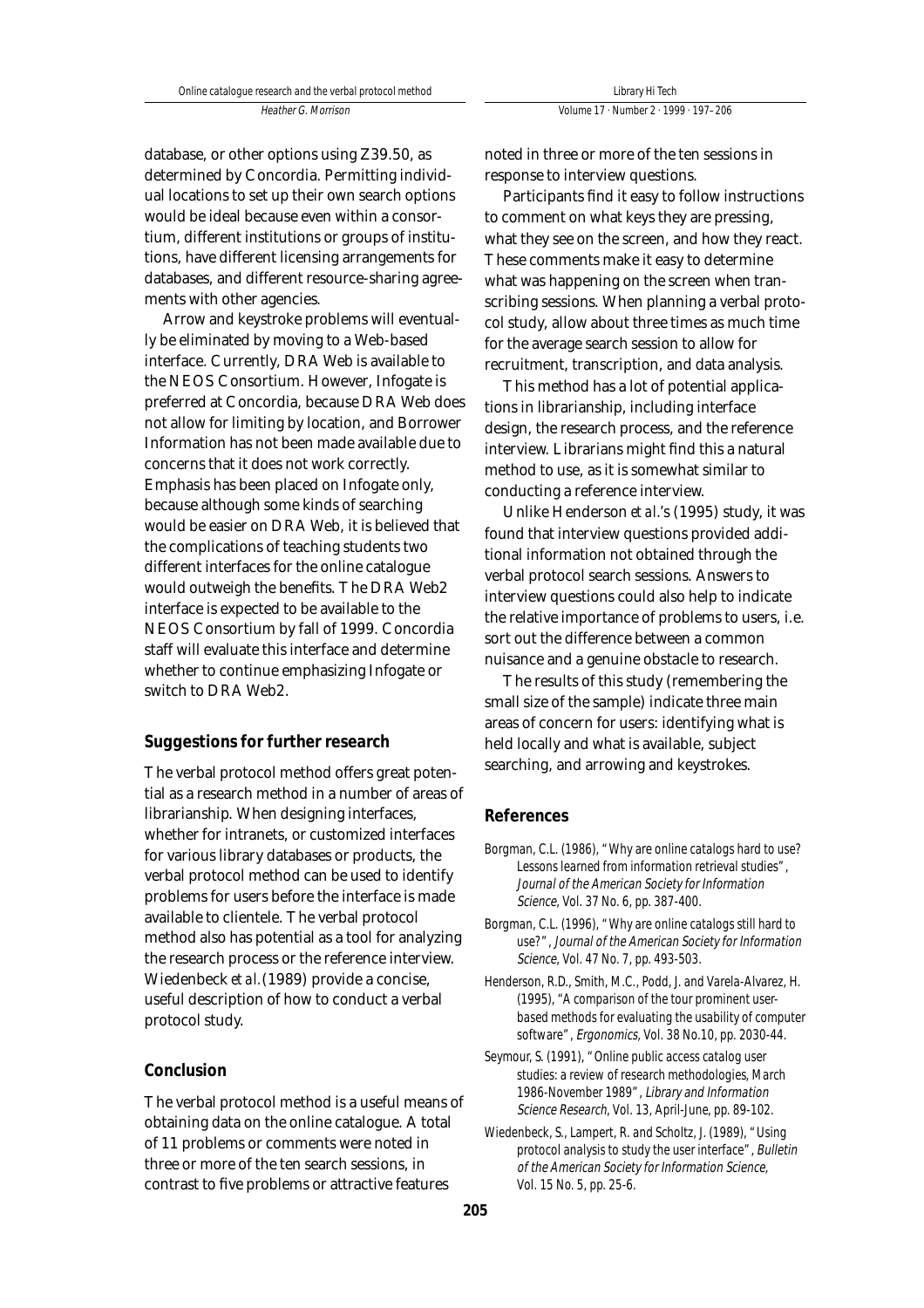database, or other options using Z39.50, as determined by Concordia. Permitting individual locations to set up their own search options would be ideal because even within a consortium, different institutions or groups of institutions, have different licensing arrangements for databases, and different resource-sharing agreements with other agencies.

Arrow and keystroke problems will eventually be eliminated by moving to a Web-based interface. Currently, DRA Web is available to the NEOS Consortium. However, Infogate is preferred at Concordia, because DRA Web does not allow for limiting by location, and Borrower Information has not been made available due to concerns that it does not work correctly. Emphasis has been placed on Infogate only, because although some kinds of searching would be easier on DRA Web, it is believed that the complications of teaching students two different interfaces for the online catalogue would outweigh the benefits. The DRA Web2 interface is expected to be available to the NEOS Consortium by fall of 1999. Concordia staff will evaluate this interface and determine whether to continue emphasizing Infogate or switch to DRA Web2.

## Suggestions for further research

The verbal protocol method offers great potential as a research method in a number of areas of librarianship. When designing interfaces, whether for intranets, or customized interfaces for various library databases or products, the verbal protocol method can be used to identify problems for users before the interface is made available to clientele. The verbal protocol method also has potential as a tool for analyzing the research process or the reference interview. Wiedenbeck *et al.* (1989) provide a concise, useful description of how to conduct a verbal protocol study.

## Conclusion

The verbal protocol method is a useful means of obtaining data on the online catalogue. A total of 11 problems or comments were noted in three or more of the ten search sessions, in contrast to five problems or attractive features noted in three or more of the ten sessions in response to interview questions.

Participants find it easy to follow instructions to comment on what keys they are pressing, what they see on the screen, and how they react. These comments make it easy to determine what was happening on the screen when transcribing sessions. When planning a verbal protocol study, allow about three times as much time for the average search session to allow for recruitment, transcription, and data analysis.

This method has a lot of potential applications in librarianship, including interface design, the research process, and the reference interview. Librarians might find this a natural method to use, as it is somewhat similar to conducting a reference interview.

Unlike Henderson *et al.*'s (1995) study, it was found that interview questions provided additional information not obtained through the verbal protocol search sessions. Answers to interview questions could also help to indicate the relative importance of problems to users, i.e. sort out the difference between a common nuisance and a genuine obstacle to research.

The results of this study (remembering the small size of the sample) indicate three main areas of concern for users: identifying what is held locally and what is available, subject searching, and arrowing and keystrokes.

## References

Borgman, C.L. (1986), "Why are online catalogs hard to use? Lessons learned from information retrieval studies", *Journal of the American Society for Information Science*, Vol. 37 No. 6, pp. 387-400.

Borgman, C.L. (1996), "Why are online catalogs still hard to use?", *Journal of the American Society for Information Science*, Vol. 47 No. 7, pp. 493-503.

Henderson, R.D., Smith, M.C., Podd, J. and Varela-Alvarez, H. (1995), "A comparison of the tour prominent user-based methods for evaluating the usability of computer software", *Ergonomics*, Vol. 38 No.10, pp. 2030-44.

Seymour, S. (1991), "Online public access catalog user studies: a review of research methodologies, March 1986-November 1989", *Library and Information Science Research*, Vol. 13, April-June, pp. 89-102.

Wiedenbeck, S., Lampert, R. and Scholtz, J. (1989), "Using protocol analysis to study the user interface", *Bulletin of the American Society for Information Science*, Vol. 15 No. 5, pp. 25-6.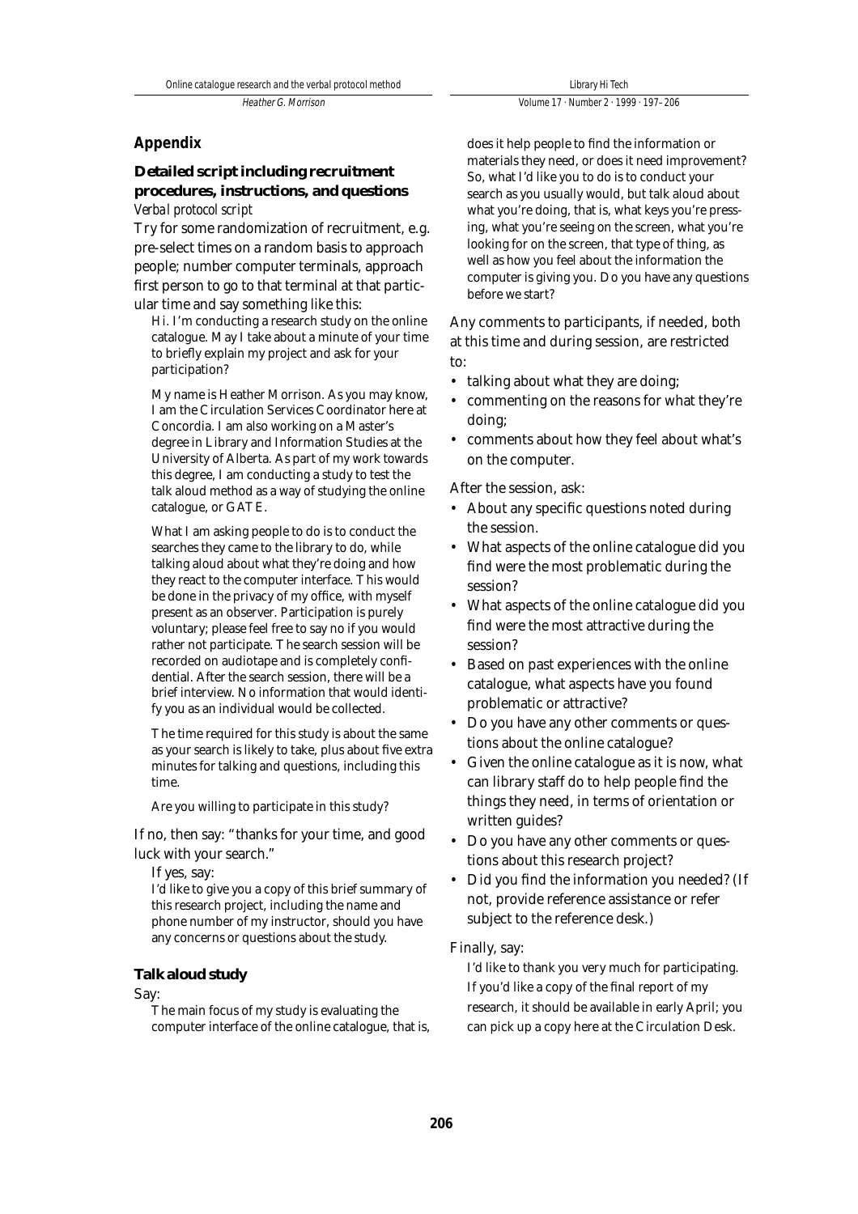## Appendix

### Detailed script including recruitment procedures, instructions, and questions

*Verbal protocol script*

Try for some randomization of recruitment, e.g. pre-select times on a random basis to approach people; number computer terminals, approach first person to go to that terminal at that particular time and say something like this:

> Hi. I'm conducting a research study on the online catalogue. May I take about a minute of your time to briefly explain my project and ask for your participation?
>
> My name is Heather Morrison. As you may know, I am the Circulation Services Coordinator here at Concordia. I am also working on a Master's degree in Library and Information Studies at the University of Alberta. As part of my work towards this degree, I am conducting a study to test the talk aloud method as a way of studying the online catalogue, or GATE.
>
> What I am asking people to do is to conduct the searches they came to the library to do, while talking aloud about what they're doing and how they react to the computer interface. This would be done in the privacy of my office, with myself present as an observer. Participation is purely voluntary; please feel free to say no if you would rather not participate. The search session will be recorded on audiotape and is completely confidential. After the search session, there will be a brief interview. No information that would identify you as an individual would be collected.
>
> The time required for this study is about the same as your search is likely to take, plus about five extra minutes for talking and questions, including this time.
>
> Are you willing to participate in this study?

If no, then say: "thanks for your time, and good luck with your search."

If yes, say:

> I'd like to give you a copy of this brief summary of this research project, including the name and phone number of my instructor, should you have any concerns or questions about the study.

### Talk aloud study

Say:

> The main focus of my study is evaluating the computer interface of the online catalogue, that is, does it help people to find the information or materials they need, or does it need improvement? So, what I'd like you to do is to conduct your search as you usually would, but talk aloud about what you're doing, that is, what keys you're pressing, what you're seeing on the screen, what you're looking for on the screen, that type of thing, as well as how you feel about the information the computer is giving you. Do you have any questions before we start?

Any comments to participants, if needed, both at this time and during session, are restricted to:

- talking about what they are doing;
- commenting on the reasons for what they're doing;
- comments about how they feel about what's on the computer.

After the session, ask:

- About any specific questions noted during the session.
- What aspects of the online catalogue did you find were the most problematic during the session?
- What aspects of the online catalogue did you find were the most attractive during the session?
- Based on past experiences with the online catalogue, what aspects have you found problematic or attractive?
- Do you have any other comments or questions about the online catalogue?
- Given the online catalogue as it is now, what can library staff do to help people find the things they need, in terms of orientation or written guides?
- Do you have any other comments or questions about this research project?
- Did you find the information you needed? (If not, provide reference assistance or refer subject to the reference desk.)

Finally, say:

> I'd like to thank you very much for participating. If you'd like a copy of the final report of my research, it should be available in early April; you can pick up a copy here at the Circulation Desk.